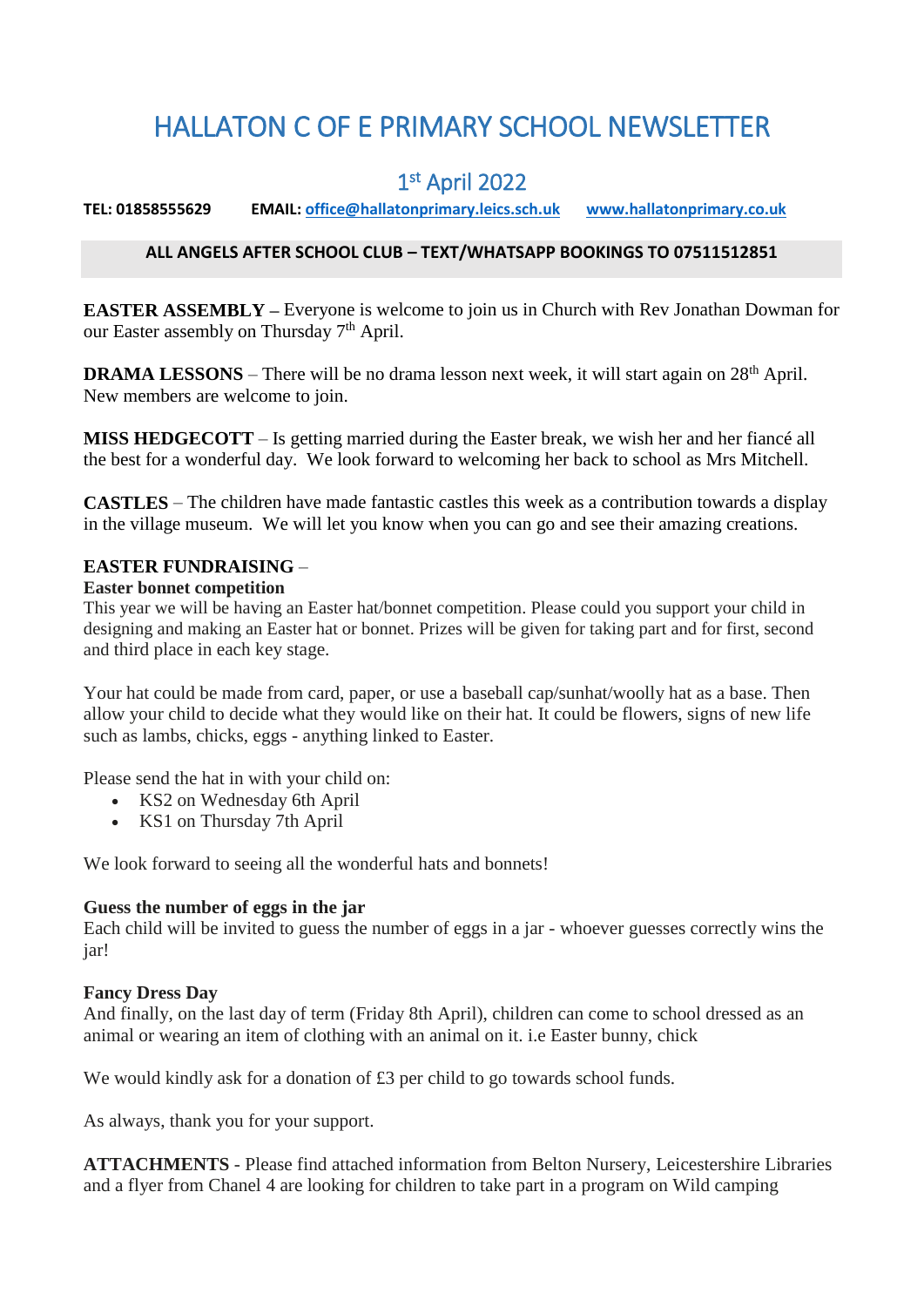# HALLATON C OF E PRIMARY SCHOOL NEWSLETTER

## 1st April 2022

**TEL: 01858555629 EMAIL: office@hallatonprimary.leics.sch.uk www.hallatonprimary.co.uk**

**ALL ANGELS AFTER SCHOOL CLUB – TEXT/WHATSAPP BOOKINGS TO 07511512851**

**EASTER ASSEMBLY –** Everyone is welcome to join us in Church with Rev Jonathan Dowman for our Easter assembly on Thursday 7th April.

**DRAMA LESSONS** – There will be no drama lesson next week, it will start again on 28th April. New members are welcome to join.

**MISS HEDGECOTT** – Is getting married during the Easter break, we wish her and her fiancé all the best for a wonderful day. We look forward to welcoming her back to school as Mrs Mitchell.

**CASTLES** – The children have made fantastic castles this week as a contribution towards a display in the village museum. We will let you know when you can go and see their amazing creations.

**EASTER FUNDRAISING** –

**Easter bonnet competition**

This year we will be having an Easter hat/bonnet competition. Please could you support your child in designing and making an Easter hat or bonnet. Prizes will be given for taking part and for first, second and third place in each key stage.

Your hat could be made from card, paper, or use a baseball cap/sunhat/woolly hat as a base. Then allow your child to decide what they would like on their hat. It could be flowers, signs of new life such as lambs, chicks, eggs - anything linked to Easter.

Please send the hat in with your child on:

- KS2 on Wednesday 6th April
- KS1 on Thursday 7th April

We look forward to seeing all the wonderful hats and bonnets!

**Guess the number of eggs in the jar**

Each child will be invited to guess the number of eggs in a jar - whoever guesses correctly wins the jar!

**Fancy Dress Day**

And finally, on the last day of term (Friday 8th April), children can come to school dressed as an animal or wearing an item of clothing with an animal on it. i.e Easter bunny, chick

We would kindly ask for a donation of £3 per child to go towards school funds.

As always, thank you for your support.

**ATTACHMENTS** - Please find attached information from Belton Nursery, Leicestershire Libraries and a flyer from Chanel 4 are looking for children to take part in a program on Wild camping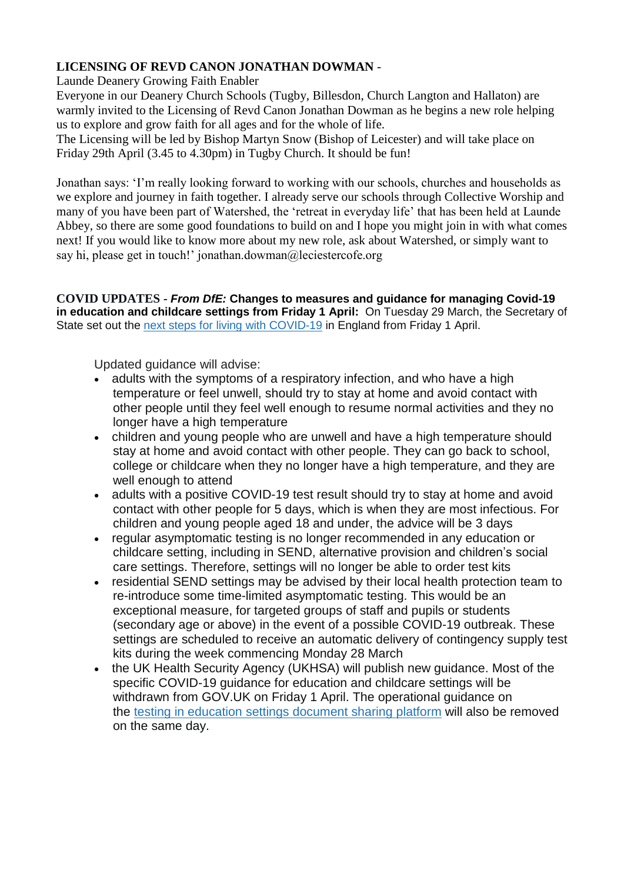**LICENSING OF REVD CANON JONATHAN DOWMAN** -

Launde Deanery Growing Faith Enabler

Everyone in our Deanery Church Schools (Tugby, Billesdon, Church Langton and Hallaton) are warmly invited to the Licensing of Revd Canon Jonathan Dowman as he begins a new role helping us to explore and grow faith for all ages and for the whole of life.

The Licensing will be led by Bishop Martyn Snow (Bishop of Leicester) and will take place on Friday 29th April (3.45 to 4.30pm) in Tugby Church. It should be fun!

Jonathan says: 'I'm really looking forward to working with our schools, churches and households as we explore and journey in faith together. I already serve our schools through Collective Worship and many of you have been part of Watershed, the 'retreat in everyday life' that has been held at Launde Abbey, so there are some good foundations to build on and I hope you might join in with what comes next! If you would like to know more about my new role, ask about Watershed, or simply want to say hi, please get in touch!' jonathan.dowman@leciestercofe.org

**COVID UPDATES** - ***From DfE:*** **Changes to measures and guidance for managing Covid-19 in education and childcare settings from Friday 1 April:** On Tuesday 29 March, the Secretary of State set out the [next steps for living with COVID-19] in England from Friday 1 April.

Updated guidance will advise:

- adults with the symptoms of a respiratory infection, and who have a high temperature or feel unwell, should try to stay at home and avoid contact with other people until they feel well enough to resume normal activities and they no longer have a high temperature
- children and young people who are unwell and have a high temperature should stay at home and avoid contact with other people. They can go back to school, college or childcare when they no longer have a high temperature, and they are well enough to attend
- adults with a positive COVID-19 test result should try to stay at home and avoid contact with other people for 5 days, which is when they are most infectious. For children and young people aged 18 and under, the advice will be 3 days
- regular asymptomatic testing is no longer recommended in any education or childcare setting, including in SEND, alternative provision and children's social care settings. Therefore, settings will no longer be able to order test kits
- residential SEND settings may be advised by their local health protection team to re-introduce some time-limited asymptomatic testing. This would be an exceptional measure, for targeted groups of staff and pupils or students (secondary age or above) in the event of a possible COVID-19 outbreak. These settings are scheduled to receive an automatic delivery of contingency supply test kits during the week commencing Monday 28 March
- the UK Health Security Agency (UKHSA) will publish new guidance. Most of the specific COVID-19 guidance for education and childcare settings will be withdrawn from GOV.UK on Friday 1 April. The operational guidance on the [testing in education settings document sharing platform] will also be removed on the same day.